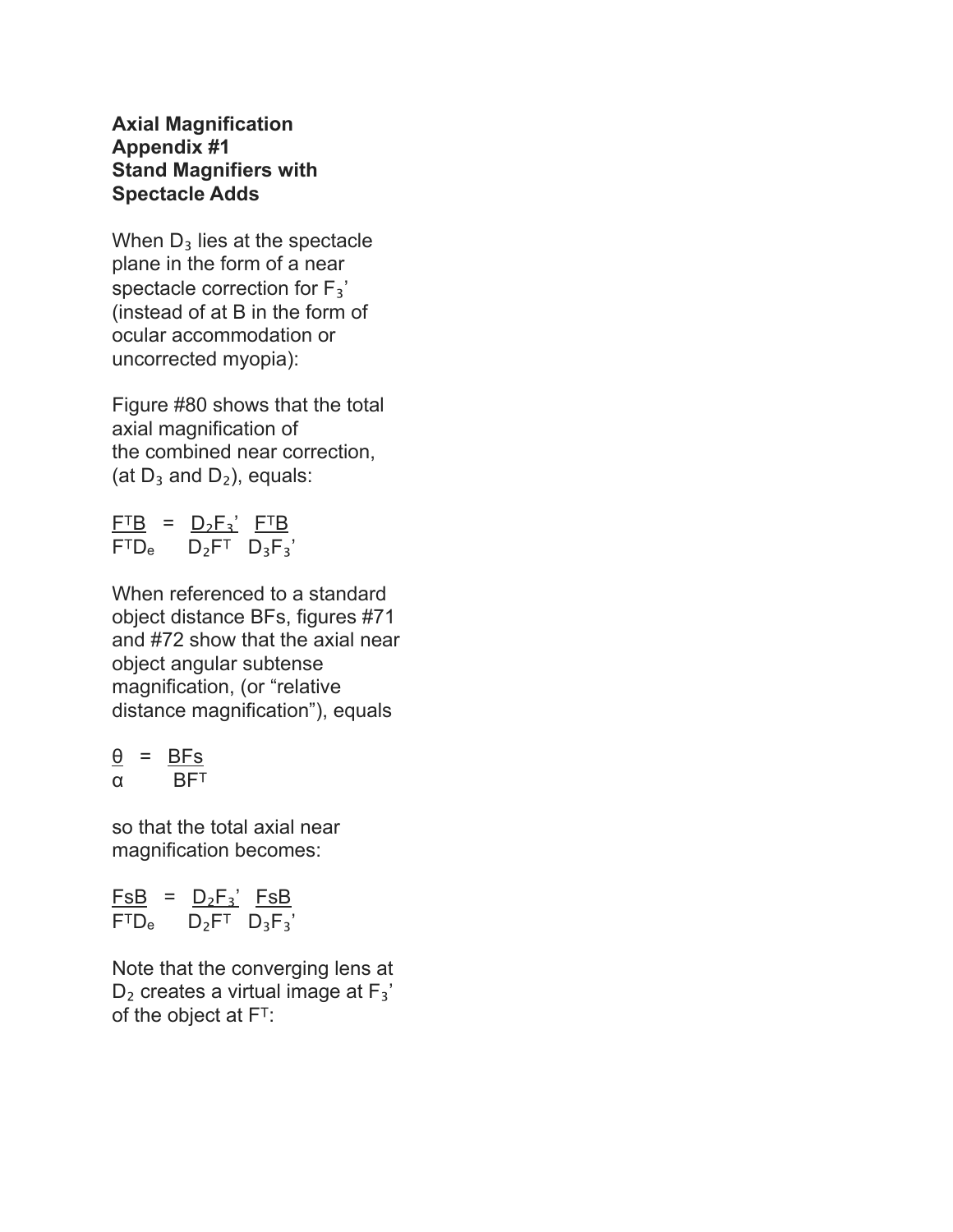**Axial Magnification**
**Appendix #1**
**Stand Magnifiers with Spectacle Adds**

When $D_3$ lies at the spectacle plane in the form of a near spectacle correction for $F_3'$ (instead of at B in the form of ocular accommodation or uncorrected myopia):

Figure #80 shows that the total axial magnification of the combined near correction, (at $D_3$ and $D_2$), equals:

$$\frac{F^T B}{F^T D_e} = \frac{D_2 F_3'}{D_2 F^T} \frac{F^T B}{D_3 F_3'}$$

When referenced to a standard object distance BFs, figures #71 and #72 show that the axial near object angular subtense magnification, (or "relative distance magnification"), equals

$$\frac{\theta}{\alpha} = \frac{BFs}{BF^T}$$

so that the total axial near magnification becomes:

$$\frac{FsB}{F^T D_e} = \frac{D_2 F_3'}{D_2 F^T} \frac{FsB}{D_3 F_3'}$$

Note that the converging lens at $D_2$ creates a virtual image at $F_3'$ of the object at $F^T$: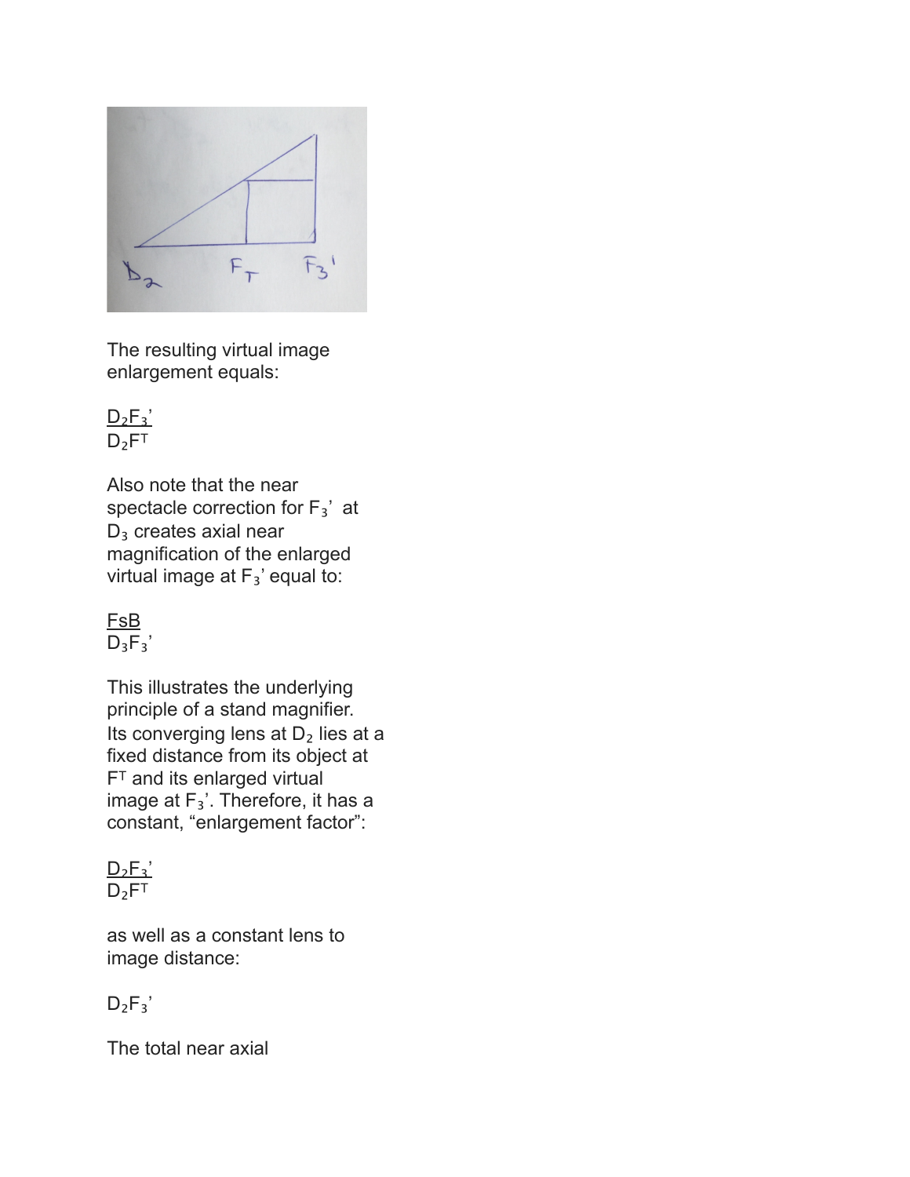The resulting virtual image enlargement equals:

$$\frac{D_2F_3'}{D_2F^T}$$

Also note that the near spectacle correction for $F_3'$ at $D_3$ creates axial near magnification of the enlarged virtual image at $F_3'$ equal to:

$$\frac{FsB}{D_3F_3'}$$

This illustrates the underlying principle of a stand magnifier. Its converging lens at $D_2$ lies at a fixed distance from its object at $F^T$ and its enlarged virtual image at $F_3'$. Therefore, it has a constant, "enlargement factor":

$$\frac{D_2F_3'}{D_2F^T}$$

as well as a constant lens to image distance:

$D_2F_3'$

The total near axial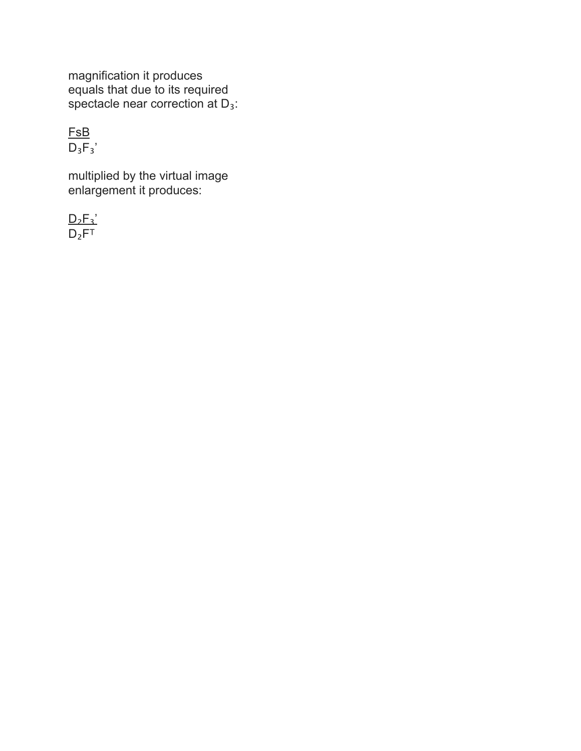magnification it produces
equals that due to its required
spectacle near correction at $D_3$:

$$\frac{FsB}{D_3F_3'}$$

multiplied by the virtual image
enlargement it produces:

$$\frac{D_2F_3'}{D_2F^T}$$